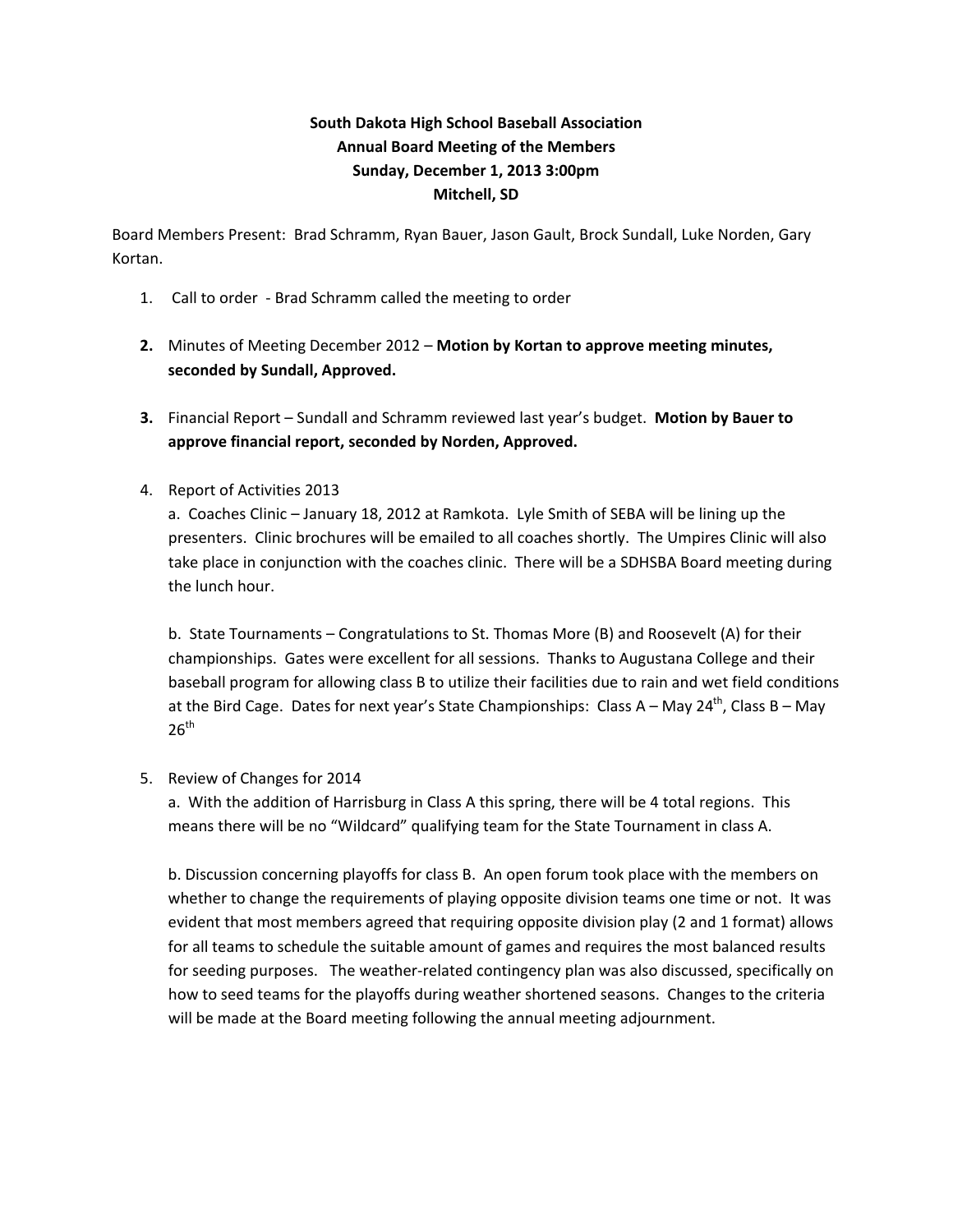**South Dakota High School Baseball Association**
**Annual Board Meeting of the Members**
**Sunday, December 1, 2013 3:00pm**
**Mitchell, SD**

Board Members Present: Brad Schramm, Ryan Bauer, Jason Gault, Brock Sundall, Luke Norden, Gary Kortan.

1. Call to order - Brad Schramm called the meeting to order

2. Minutes of Meeting December 2012 – **Motion by Kortan to approve meeting minutes, seconded by Sundall, Approved.**

3. Financial Report – Sundall and Schramm reviewed last year's budget. **Motion by Bauer to approve financial report, seconded by Norden, Approved.**

4. Report of Activities 2013

   a. Coaches Clinic – January 18, 2012 at Ramkota. Lyle Smith of SEBA will be lining up the presenters. Clinic brochures will be emailed to all coaches shortly. The Umpires Clinic will also take place in conjunction with the coaches clinic. There will be a SDHSBA Board meeting during the lunch hour.

   b. State Tournaments – Congratulations to St. Thomas More (B) and Roosevelt (A) for their championships. Gates were excellent for all sessions. Thanks to Augustana College and their baseball program for allowing class B to utilize their facilities due to rain and wet field conditions at the Bird Cage. Dates for next year's State Championships: Class A – May 24th, Class B – May 26th

5. Review of Changes for 2014

   a. With the addition of Harrisburg in Class A this spring, there will be 4 total regions. This means there will be no "Wildcard" qualifying team for the State Tournament in class A.

   b. Discussion concerning playoffs for class B. An open forum took place with the members on whether to change the requirements of playing opposite division teams one time or not. It was evident that most members agreed that requiring opposite division play (2 and 1 format) allows for all teams to schedule the suitable amount of games and requires the most balanced results for seeding purposes. The weather-related contingency plan was also discussed, specifically on how to seed teams for the playoffs during weather shortened seasons. Changes to the criteria will be made at the Board meeting following the annual meeting adjournment.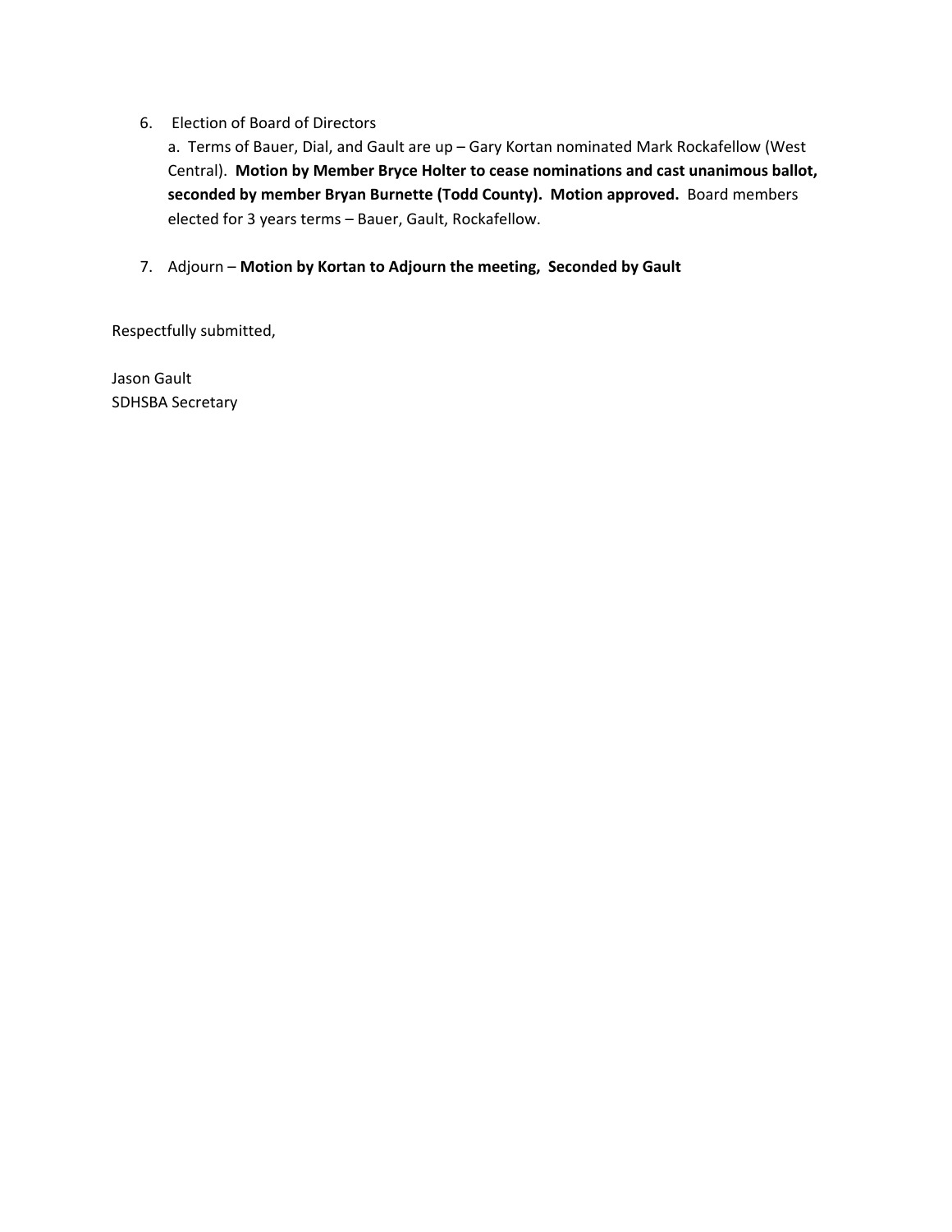6. Election of Board of Directors

   a. Terms of Bauer, Dial, and Gault are up – Gary Kortan nominated Mark Rockafellow (West Central). **Motion by Member Bryce Holter to cease nominations and cast unanimous ballot, seconded by member Bryan Burnette (Todd County). Motion approved.** Board members elected for 3 years terms – Bauer, Gault, Rockafellow.

7. Adjourn – **Motion by Kortan to Adjourn the meeting, Seconded by Gault**

Respectfully submitted,

Jason Gault
SDHSBA Secretary